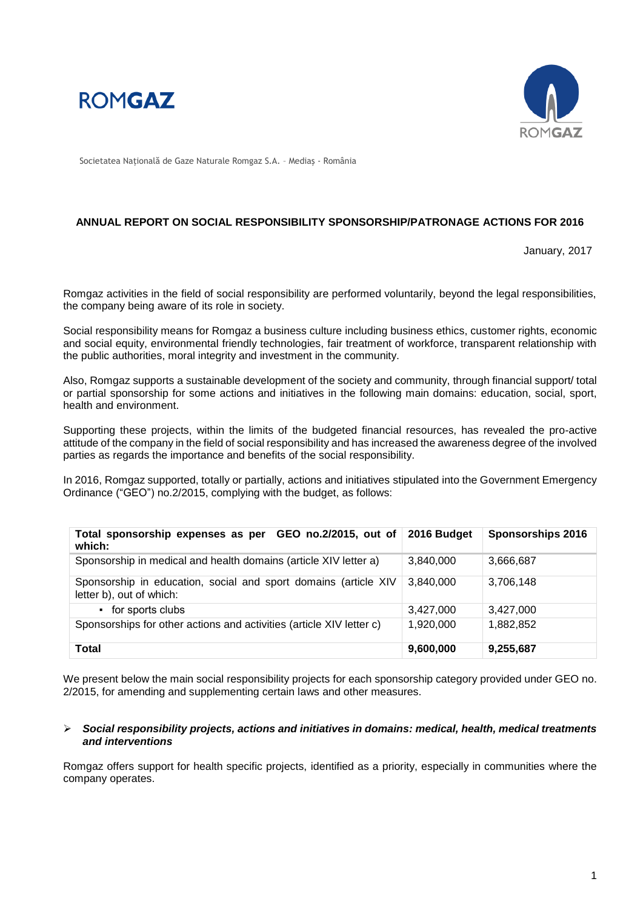ROMGAZ

Societatea Naţională de Gaze Naturale Romgaz S.A. – Mediaş - România

## ANNUAL REPORT ON SOCIAL RESPONSIBILITY SPONSORSHIP/PATRONAGE ACTIONS FOR 2016

January, 2017

Romgaz activities in the field of social responsibility are performed voluntarily, beyond the legal responsibilities, the company being aware of its role in society.

Social responsibility means for Romgaz a business culture including business ethics, customer rights, economic and social equity, environmental friendly technologies, fair treatment of workforce, transparent relationship with the public authorities, moral integrity and investment in the community.

Also, Romgaz supports a sustainable development of the society and community, through financial support/ total or partial sponsorship for some actions and initiatives in the following main domains: education, social, sport, health and environment.

Supporting these projects, within the limits of the budgeted financial resources, has revealed the pro-active attitude of the company in the field of social responsibility and has increased the awareness degree of the involved parties as regards the importance and benefits of the social responsibility.

In 2016, Romgaz supported, totally or partially, actions and initiatives stipulated into the Government Emergency Ordinance ("GEO") no.2/2015, complying with the budget, as follows:

| **Total sponsorship expenses as per GEO no.2/2015, out of which:** | **2016 Budget** | **Sponsorships 2016** |
|---|---|---|
| Sponsorship in medical and health domains (article XIV letter a) | 3,840,000 | 3,666,687 |
| Sponsorship in education, social and sport domains (article XIV letter b), out of which: | 3,840,000 | 3,706,148 |
| ▪ for sports clubs | 3,427,000 | 3,427,000 |
| Sponsorships for other actions and activities (article XIV letter c) | 1,920,000 | 1,882,852 |
| **Total** | **9,600,000** | **9,255,687** |

We present below the main social responsibility projects for each sponsorship category provided under GEO no. 2/2015, for amending and supplementing certain laws and other measures.

- ***Social responsibility projects, actions and initiatives in domains: medical, health, medical treatments and interventions***

Romgaz offers support for health specific projects, identified as a priority, especially in communities where the company operates.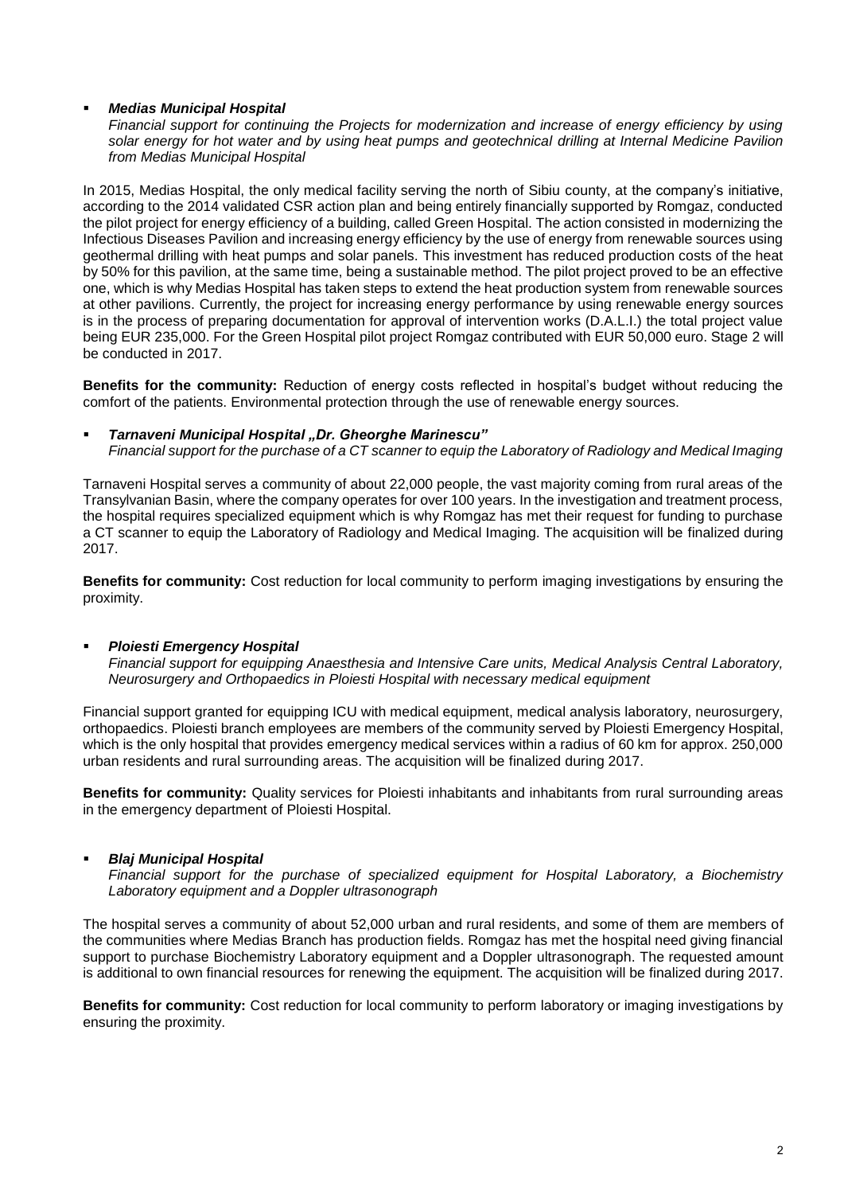- ***Medias Municipal Hospital***
  *Financial support for continuing the Projects for modernization and increase of energy efficiency by using solar energy for hot water and by using heat pumps and geotechnical drilling at Internal Medicine Pavilion from Medias Municipal Hospital*

In 2015, Medias Hospital, the only medical facility serving the north of Sibiu county, at the company's initiative, according to the 2014 validated CSR action plan and being entirely financially supported by Romgaz, conducted the pilot project for energy efficiency of a building, called Green Hospital. The action consisted in modernizing the Infectious Diseases Pavilion and increasing energy efficiency by the use of energy from renewable sources using geothermal drilling with heat pumps and solar panels. This investment has reduced production costs of the heat by 50% for this pavilion, at the same time, being a sustainable method. The pilot project proved to be an effective one, which is why Medias Hospital has taken steps to extend the heat production system from renewable sources at other pavilions. Currently, the project for increasing energy performance by using renewable energy sources is in the process of preparing documentation for approval of intervention works (D.A.L.I.) the total project value being EUR 235,000. For the Green Hospital pilot project Romgaz contributed with EUR 50,000 euro. Stage 2 will be conducted in 2017.

**Benefits for the community:** Reduction of energy costs reflected in hospital's budget without reducing the comfort of the patients. Environmental protection through the use of renewable energy sources.

- ***Tarnaveni Municipal Hospital „Dr. Gheorghe Marinescu"***
  *Financial support for the purchase of a CT scanner to equip the Laboratory of Radiology and Medical Imaging*

Tarnaveni Hospital serves a community of about 22,000 people, the vast majority coming from rural areas of the Transylvanian Basin, where the company operates for over 100 years. In the investigation and treatment process, the hospital requires specialized equipment which is why Romgaz has met their request for funding to purchase a CT scanner to equip the Laboratory of Radiology and Medical Imaging. The acquisition will be finalized during 2017.

**Benefits for community:** Cost reduction for local community to perform imaging investigations by ensuring the proximity.

- ***Ploiesti Emergency Hospital***
  *Financial support for equipping Anaesthesia and Intensive Care units, Medical Analysis Central Laboratory, Neurosurgery and Orthopaedics in Ploiesti Hospital with necessary medical equipment*

Financial support granted for equipping ICU with medical equipment, medical analysis laboratory, neurosurgery, orthopaedics. Ploiesti branch employees are members of the community served by Ploiesti Emergency Hospital, which is the only hospital that provides emergency medical services within a radius of 60 km for approx. 250,000 urban residents and rural surrounding areas. The acquisition will be finalized during 2017.

**Benefits for community:** Quality services for Ploiesti inhabitants and inhabitants from rural surrounding areas in the emergency department of Ploiesti Hospital.

- ***Blaj Municipal Hospital***
  *Financial support for the purchase of specialized equipment for Hospital Laboratory, a Biochemistry Laboratory equipment and a Doppler ultrasonograph*

The hospital serves a community of about 52,000 urban and rural residents, and some of them are members of the communities where Medias Branch has production fields. Romgaz has met the hospital need giving financial support to purchase Biochemistry Laboratory equipment and a Doppler ultrasonograph. The requested amount is additional to own financial resources for renewing the equipment. The acquisition will be finalized during 2017.

**Benefits for community:** Cost reduction for local community to perform laboratory or imaging investigations by ensuring the proximity.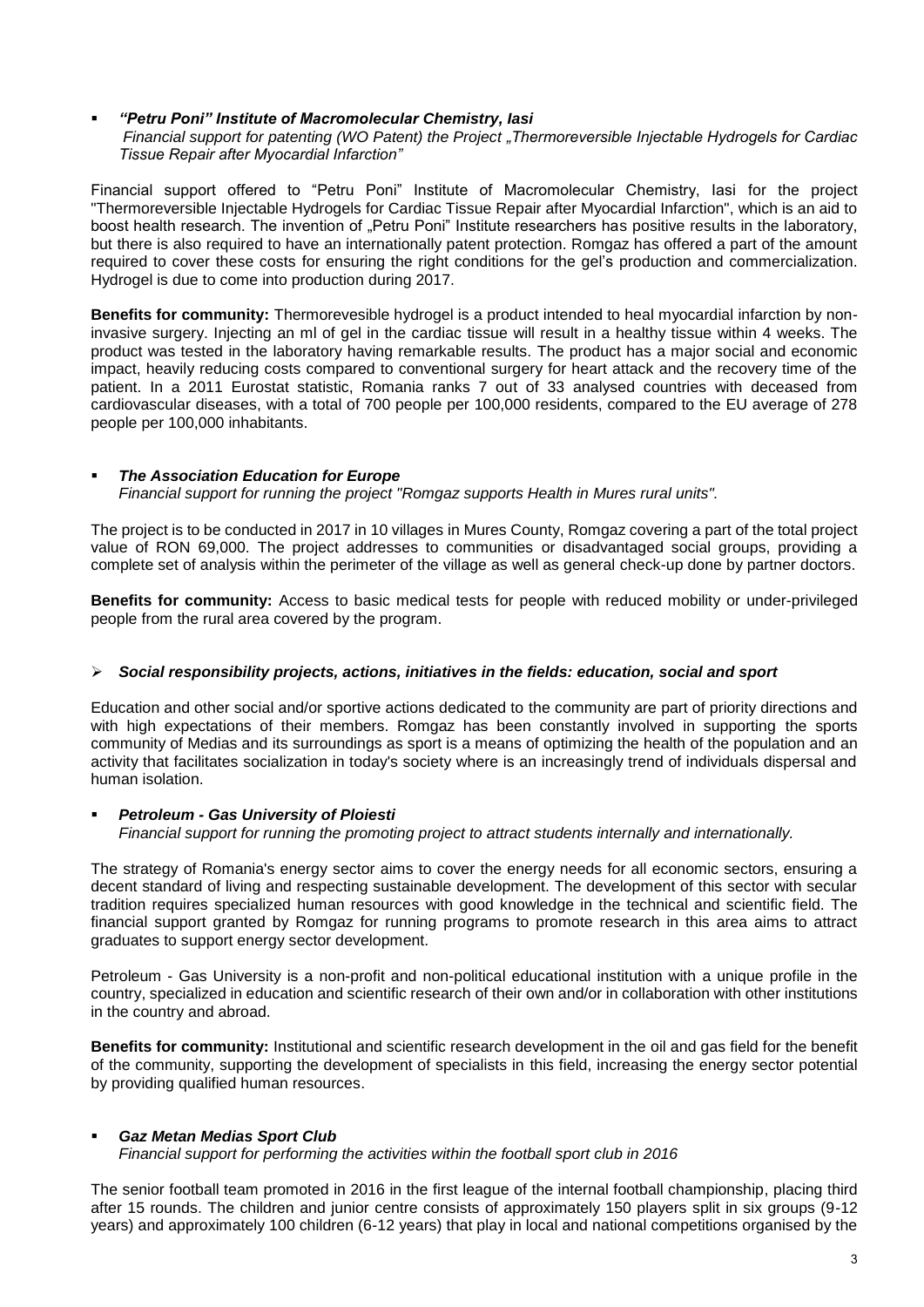- ***"Petru Poni" Institute of Macromolecular Chemistry, Iasi***
  *Financial support for patenting (WO Patent) the Project „Thermoreversible Injectable Hydrogels for Cardiac Tissue Repair after Myocardial Infarction"*

Financial support offered to "Petru Poni" Institute of Macromolecular Chemistry, Iasi for the project "Thermoreversible Injectable Hydrogels for Cardiac Tissue Repair after Myocardial Infarction", which is an aid to boost health research. The invention of „Petru Poni" Institute researchers has positive results in the laboratory, but there is also required to have an internationally patent protection. Romgaz has offered a part of the amount required to cover these costs for ensuring the right conditions for the gel's production and commercialization. Hydrogel is due to come into production during 2017.

**Benefits for community:** Thermorevesible hydrogel is a product intended to heal myocardial infarction by non-invasive surgery. Injecting an ml of gel in the cardiac tissue will result in a healthy tissue within 4 weeks. The product was tested in the laboratory having remarkable results. The product has a major social and economic impact, heavily reducing costs compared to conventional surgery for heart attack and the recovery time of the patient. In a 2011 Eurostat statistic, Romania ranks 7 out of 33 analysed countries with deceased from cardiovascular diseases, with a total of 700 people per 100,000 residents, compared to the EU average of 278 people per 100,000 inhabitants.

- ***The Association Education for Europe***
  *Financial support for running the project "Romgaz supports Health in Mures rural units".*

The project is to be conducted in 2017 in 10 villages in Mures County, Romgaz covering a part of the total project value of RON 69,000. The project addresses to communities or disadvantaged social groups, providing a complete set of analysis within the perimeter of the village as well as general check-up done by partner doctors.

**Benefits for community:** Access to basic medical tests for people with reduced mobility or under-privileged people from the rural area covered by the program.

- ***Social responsibility projects, actions, initiatives in the fields: education, social and sport***

Education and other social and/or sportive actions dedicated to the community are part of priority directions and with high expectations of their members. Romgaz has been constantly involved in supporting the sports community of Medias and its surroundings as sport is a means of optimizing the health of the population and an activity that facilitates socialization in today's society where is an increasingly trend of individuals dispersal and human isolation.

- ***Petroleum - Gas University of Ploiesti***
  *Financial support for running the promoting project to attract students internally and internationally.*

The strategy of Romania's energy sector aims to cover the energy needs for all economic sectors, ensuring a decent standard of living and respecting sustainable development. The development of this sector with secular tradition requires specialized human resources with good knowledge in the technical and scientific field. The financial support granted by Romgaz for running programs to promote research in this area aims to attract graduates to support energy sector development.

Petroleum - Gas University is a non-profit and non-political educational institution with a unique profile in the country, specialized in education and scientific research of their own and/or in collaboration with other institutions in the country and abroad.

**Benefits for community:** Institutional and scientific research development in the oil and gas field for the benefit of the community, supporting the development of specialists in this field, increasing the energy sector potential by providing qualified human resources.

- ***Gaz Metan Medias Sport Club***
  *Financial support for performing the activities within the football sport club in 2016*

The senior football team promoted in 2016 in the first league of the internal football championship, placing third after 15 rounds. The children and junior centre consists of approximately 150 players split in six groups (9-12 years) and approximately 100 children (6-12 years) that play in local and national competitions organised by the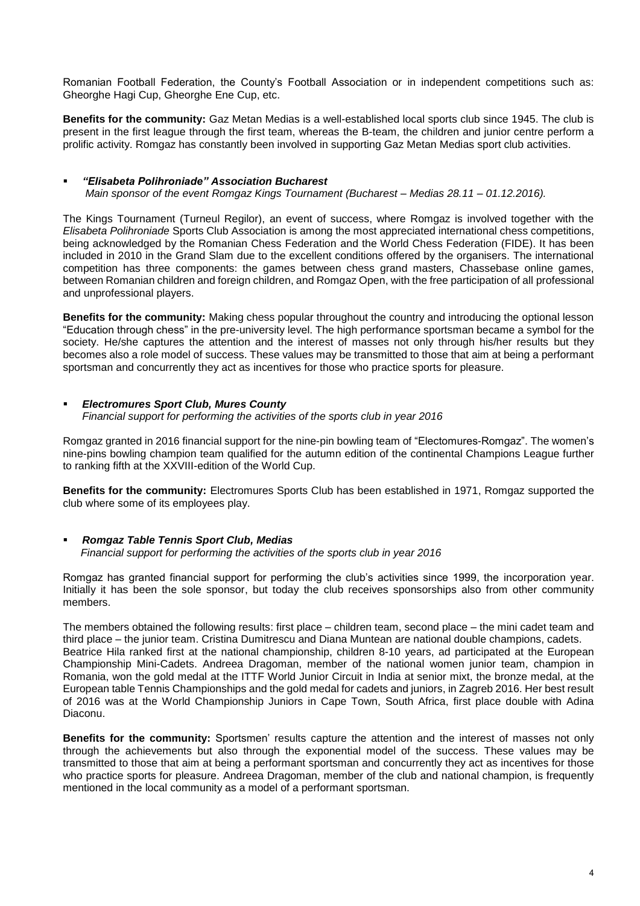Romanian Football Federation, the County's Football Association or in independent competitions such as: Gheorghe Hagi Cup, Gheorghe Ene Cup, etc.

**Benefits for the community:** Gaz Metan Medias is a well-established local sports club since 1945. The club is present in the first league through the first team, whereas the B-team, the children and junior centre perform a prolific activity. Romgaz has constantly been involved in supporting Gaz Metan Medias sport club activities.

- ***"Elisabeta Polihroniade" Association Bucharest***
  *Main sponsor of the event Romgaz Kings Tournament (Bucharest – Medias 28.11 – 01.12.2016).*

The Kings Tournament (Turneul Regilor), an event of success, where Romgaz is involved together with the *Elisabeta Polihroniade* Sports Club Association is among the most appreciated international chess competitions, being acknowledged by the Romanian Chess Federation and the World Chess Federation (FIDE). It has been included in 2010 in the Grand Slam due to the excellent conditions offered by the organisers. The international competition has three components: the games between chess grand masters, Chassebase online games, between Romanian children and foreign children, and Romgaz Open, with the free participation of all professional and unprofessional players.

**Benefits for the community:** Making chess popular throughout the country and introducing the optional lesson "Education through chess" in the pre-university level. The high performance sportsman became a symbol for the society. He/she captures the attention and the interest of masses not only through his/her results but they becomes also a role model of success. These values may be transmitted to those that aim at being a performant sportsman and concurrently they act as incentives for those who practice sports for pleasure.

- ***Electromures Sport Club, Mures County***
  *Financial support for performing the activities of the sports club in year 2016*

Romgaz granted in 2016 financial support for the nine-pin bowling team of "Electomures-Romgaz". The women's nine-pins bowling champion team qualified for the autumn edition of the continental Champions League further to ranking fifth at the XXVIII-edition of the World Cup.

**Benefits for the community:** Electromures Sports Club has been established in 1971, Romgaz supported the club where some of its employees play.

- ***Romgaz Table Tennis Sport Club, Medias***
  *Financial support for performing the activities of the sports club in year 2016*

Romgaz has granted financial support for performing the club's activities since 1999, the incorporation year. Initially it has been the sole sponsor, but today the club receives sponsorships also from other community members.

The members obtained the following results: first place – children team, second place – the mini cadet team and third place – the junior team. Cristina Dumitrescu and Diana Muntean are national double champions, cadets. Beatrice Hila ranked first at the national championship, children 8-10 years, ad participated at the European Championship Mini-Cadets. Andreea Dragoman, member of the national women junior team, champion in Romania, won the gold medal at the ITTF World Junior Circuit in India at senior mixt, the bronze medal, at the European table Tennis Championships and the gold medal for cadets and juniors, in Zagreb 2016. Her best result of 2016 was at the World Championship Juniors in Cape Town, South Africa, first place double with Adina Diaconu.

**Benefits for the community:** Sportsmen' results capture the attention and the interest of masses not only through the achievements but also through the exponential model of the success. These values may be transmitted to those that aim at being a performant sportsman and concurrently they act as incentives for those who practice sports for pleasure. Andreea Dragoman, member of the club and national champion, is frequently mentioned in the local community as a model of a performant sportsman.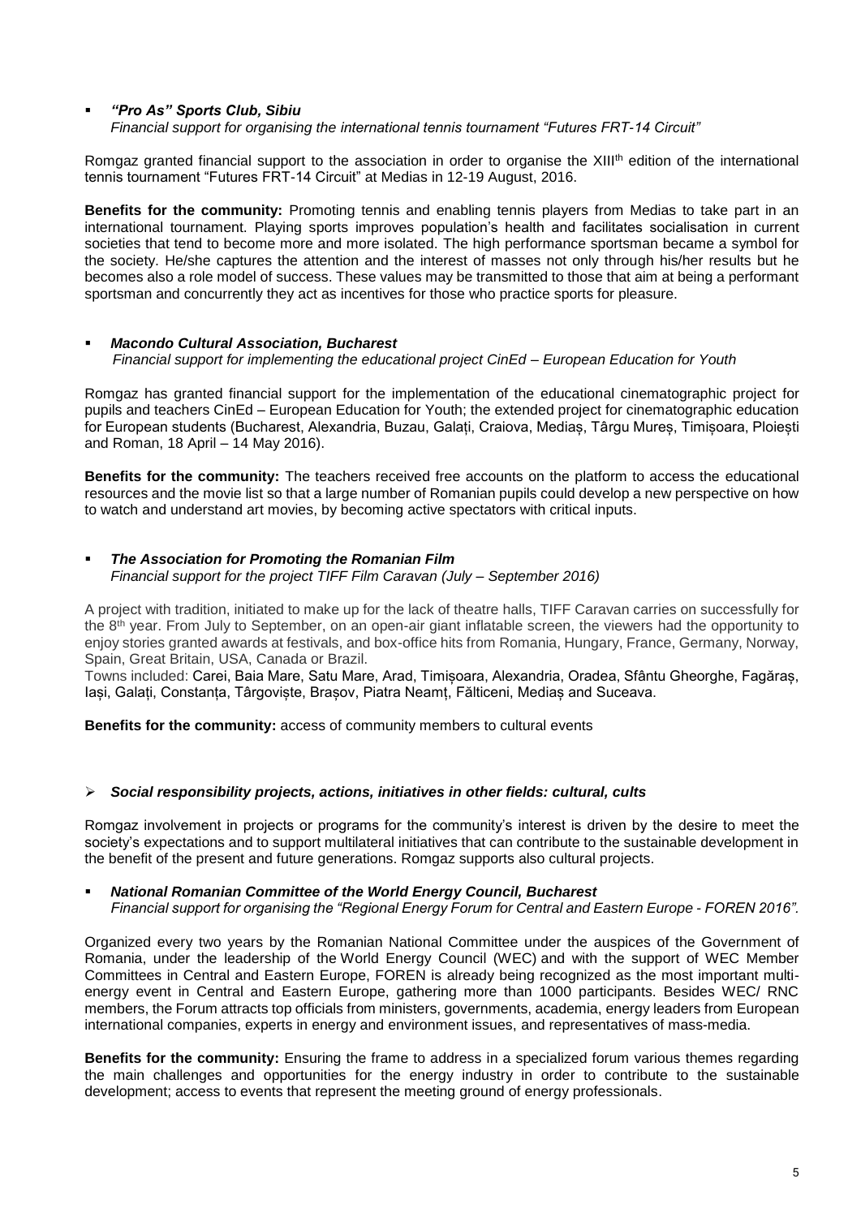- ***"Pro As" Sports Club, Sibiu***
  *Financial support for organising the international tennis tournament "Futures FRT-14 Circuit"*

Romgaz granted financial support to the association in order to organise the XIII[th] edition of the international tennis tournament "Futures FRT-14 Circuit" at Medias in 12-19 August, 2016.

**Benefits for the community:** Promoting tennis and enabling tennis players from Medias to take part in an international tournament. Playing sports improves population's health and facilitates socialisation in current societies that tend to become more and more isolated. The high performance sportsman became a symbol for the society. He/she captures the attention and the interest of masses not only through his/her results but he becomes also a role model of success. These values may be transmitted to those that aim at being a performant sportsman and concurrently they act as incentives for those who practice sports for pleasure.

- ***Macondo Cultural Association, Bucharest***
  *Financial support for implementing the educational project CinEd – European Education for Youth*

Romgaz has granted financial support for the implementation of the educational cinematographic project for pupils and teachers CinEd – European Education for Youth; the extended project for cinematographic education for European students (Bucharest, Alexandria, Buzau, Galați, Craiova, Mediaș, Târgu Mureș, Timișoara, Ploiești and Roman, 18 April – 14 May 2016).

**Benefits for the community:** The teachers received free accounts on the platform to access the educational resources and the movie list so that a large number of Romanian pupils could develop a new perspective on how to watch and understand art movies, by becoming active spectators with critical inputs.

- ***The Association for Promoting the Romanian Film***
  *Financial support for the project TIFF Film Caravan (July – September 2016)*

A project with tradition, initiated to make up for the lack of theatre halls, TIFF Caravan carries on successfully for the 8[th] year. From July to September, on an open-air giant inflatable screen, the viewers had the opportunity to enjoy stories granted awards at festivals, and box-office hits from Romania, Hungary, France, Germany, Norway, Spain, Great Britain, USA, Canada or Brazil.
Towns included: Carei, Baia Mare, Satu Mare, Arad, Timișoara, Alexandria, Oradea, Sfântu Gheorghe, Fagăraș, Iași, Galați, Constanța, Târgoviște, Brașov, Piatra Neamț, Fălticeni, Mediaș and Suceava.

**Benefits for the community:** access of community members to cultural events

- ***Social responsibility projects, actions, initiatives in other fields: cultural, cults***

Romgaz involvement in projects or programs for the community's interest is driven by the desire to meet the society's expectations and to support multilateral initiatives that can contribute to the sustainable development in the benefit of the present and future generations. Romgaz supports also cultural projects.

- ***National Romanian Committee of the World Energy Council, Bucharest***
  *Financial support for organising the "Regional Energy Forum for Central and Eastern Europe - FOREN 2016".*

Organized every two years by the Romanian National Committee under the auspices of the Government of Romania, under the leadership of the World Energy Council (WEC) and with the support of WEC Member Committees in Central and Eastern Europe, FOREN is already being recognized as the most important multi-energy event in Central and Eastern Europe, gathering more than 1000 participants. Besides WEC/ RNC members, the Forum attracts top officials from ministers, governments, academia, energy leaders from European international companies, experts in energy and environment issues, and representatives of mass-media.

**Benefits for the community:** Ensuring the frame to address in a specialized forum various themes regarding the main challenges and opportunities for the energy industry in order to contribute to the sustainable development; access to events that represent the meeting ground of energy professionals.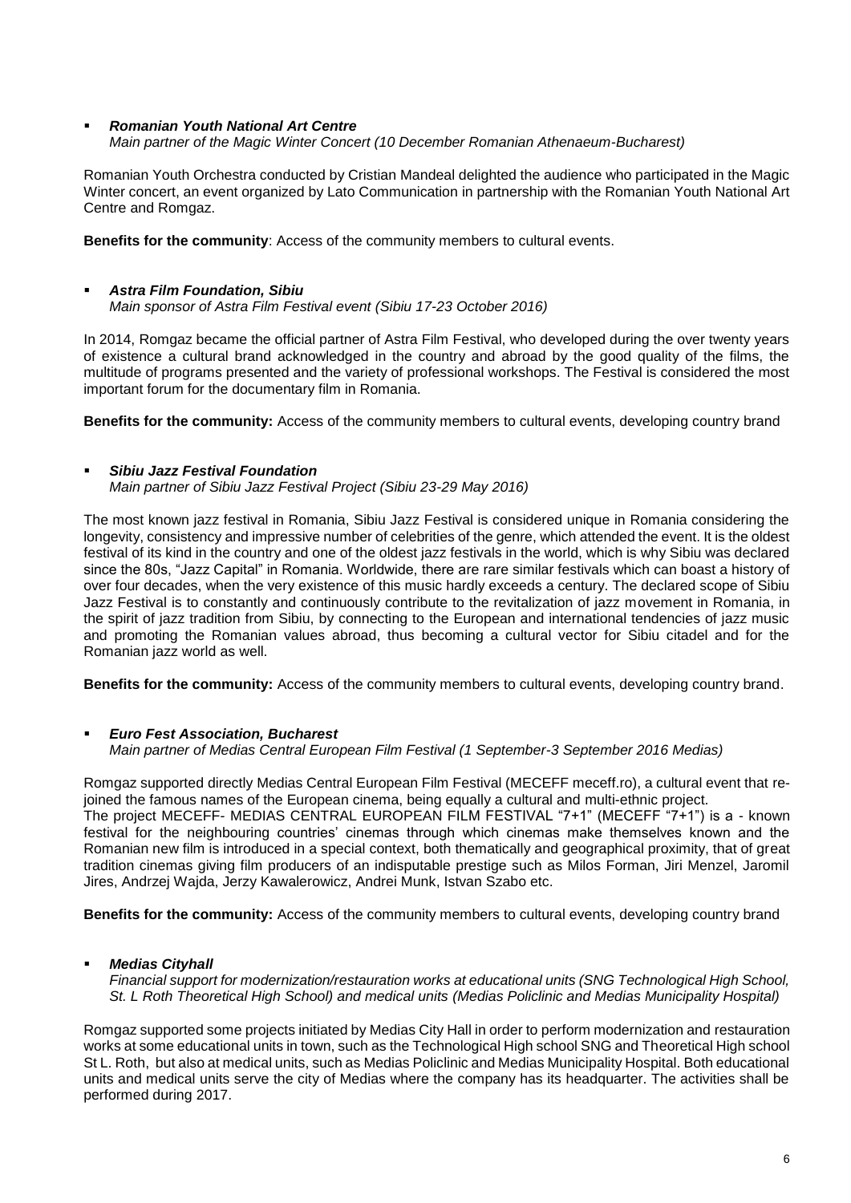- ***Romanian Youth National Art Centre***
  *Main partner of the Magic Winter Concert (10 December Romanian Athenaeum-Bucharest)*

Romanian Youth Orchestra conducted by Cristian Mandeal delighted the audience who participated in the Magic Winter concert, an event organized by Lato Communication in partnership with the Romanian Youth National Art Centre and Romgaz.

**Benefits for the community**: Access of the community members to cultural events.

- ***Astra Film Foundation, Sibiu***
  *Main sponsor of Astra Film Festival event (Sibiu 17-23 October 2016)*

In 2014, Romgaz became the official partner of Astra Film Festival, who developed during the over twenty years of existence a cultural brand acknowledged in the country and abroad by the good quality of the films, the multitude of programs presented and the variety of professional workshops. The Festival is considered the most important forum for the documentary film in Romania.

**Benefits for the community:** Access of the community members to cultural events, developing country brand

- ***Sibiu Jazz Festival Foundation***
  *Main partner of Sibiu Jazz Festival Project (Sibiu 23-29 May 2016)*

The most known jazz festival in Romania, Sibiu Jazz Festival is considered unique in Romania considering the longevity, consistency and impressive number of celebrities of the genre, which attended the event. It is the oldest festival of its kind in the country and one of the oldest jazz festivals in the world, which is why Sibiu was declared since the 80s, "Jazz Capital" in Romania. Worldwide, there are rare similar festivals which can boast a history of over four decades, when the very existence of this music hardly exceeds a century. The declared scope of Sibiu Jazz Festival is to constantly and continuously contribute to the revitalization of jazz movement in Romania, in the spirit of jazz tradition from Sibiu, by connecting to the European and international tendencies of jazz music and promoting the Romanian values abroad, thus becoming a cultural vector for Sibiu citadel and for the Romanian jazz world as well.

**Benefits for the community:** Access of the community members to cultural events, developing country brand.

- ***Euro Fest Association, Bucharest***
  *Main partner of Medias Central European Film Festival (1 September-3 September 2016 Medias)*

Romgaz supported directly Medias Central European Film Festival (MECEFF meceff.ro), a cultural event that re-joined the famous names of the European cinema, being equally a cultural and multi-ethnic project.
The project MECEFF- MEDIAS CENTRAL EUROPEAN FILM FESTIVAL "7+1" (MECEFF "7+1") is a - known festival for the neighbouring countries' cinemas through which cinemas make themselves known and the Romanian new film is introduced in a special context, both thematically and geographical proximity, that of great tradition cinemas giving film producers of an indisputable prestige such as Milos Forman, Jiri Menzel, Jaromil Jires, Andrzej Wajda, Jerzy Kawalerowicz, Andrei Munk, Istvan Szabo etc.

**Benefits for the community:** Access of the community members to cultural events, developing country brand

- ***Medias Cityhall***
  *Financial support for modernization/restauration works at educational units (SNG Technological High School, St. L Roth Theoretical High School) and medical units (Medias Policlinic and Medias Municipality Hospital)*

Romgaz supported some projects initiated by Medias City Hall in order to perform modernization and restauration works at some educational units in town, such as the Technological High school SNG and Theoretical High school St L. Roth, but also at medical units, such as Medias Policlinic and Medias Municipality Hospital. Both educational units and medical units serve the city of Medias where the company has its headquarter. The activities shall be performed during 2017.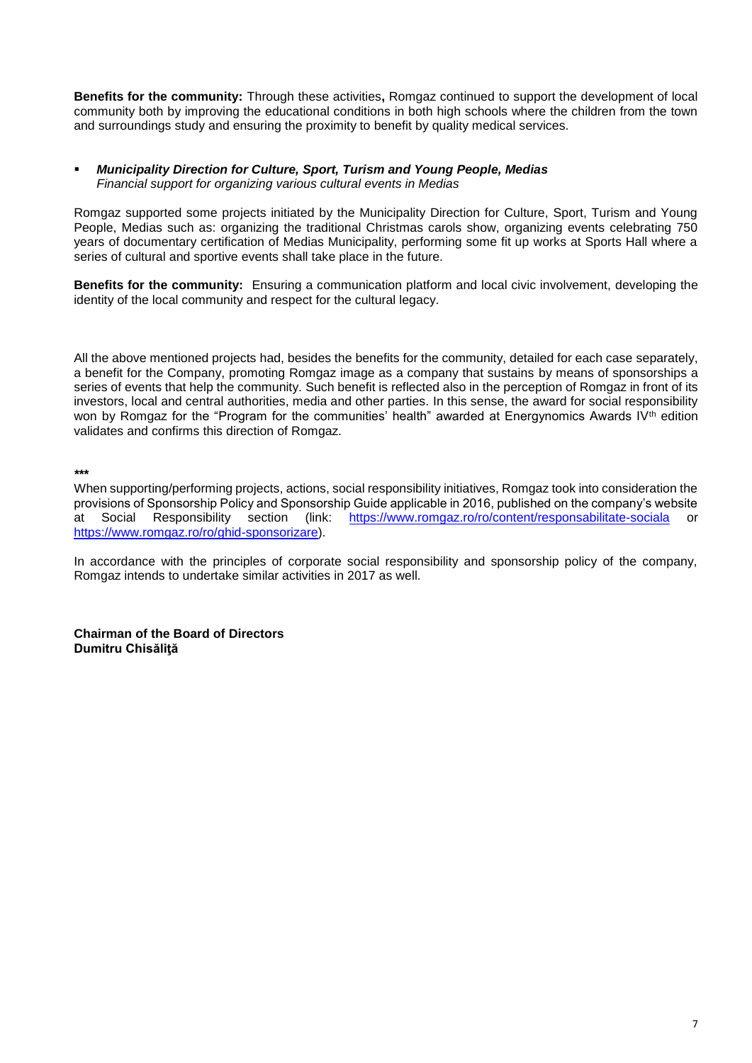**Benefits for the community:** Through these activities**,** Romgaz continued to support the development of local community both by improving the educational conditions in both high schools where the children from the town and surroundings study and ensuring the proximity to benefit by quality medical services.

- ***Municipality Direction for Culture, Sport, Turism and Young People, Medias***
  *Financial support for organizing various cultural events in Medias*

Romgaz supported some projects initiated by the Municipality Direction for Culture, Sport, Turism and Young People, Medias such as: organizing the traditional Christmas carols show, organizing events celebrating 750 years of documentary certification of Medias Municipality, performing some fit up works at Sports Hall where a series of cultural and sportive events shall take place in the future.

**Benefits for the community:** Ensuring a communication platform and local civic involvement, developing the identity of the local community and respect for the cultural legacy.

All the above mentioned projects had, besides the benefits for the community, detailed for each case separately, a benefit for the Company, promoting Romgaz image as a company that sustains by means of sponsorships a series of events that help the community. Such benefit is reflected also in the perception of Romgaz in front of its investors, local and central authorities, media and other parties. In this sense, the award for social responsibility won by Romgaz for the "Program for the communities' health" awarded at Energynomics Awards IV$^{th}$ edition validates and confirms this direction of Romgaz.

***

When supporting/performing projects, actions, social responsibility initiatives, Romgaz took into consideration the provisions of Sponsorship Policy and Sponsorship Guide applicable in 2016, published on the company's website at Social Responsibility section (link: https://www.romgaz.ro/ro/content/responsabilitate-sociala or https://www.romgaz.ro/ro/ghid-sponsorizare).

In accordance with the principles of corporate social responsibility and sponsorship policy of the company, Romgaz intends to undertake similar activities in 2017 as well.

**Chairman of the Board of Directors**
**Dumitru Chisăliţă**